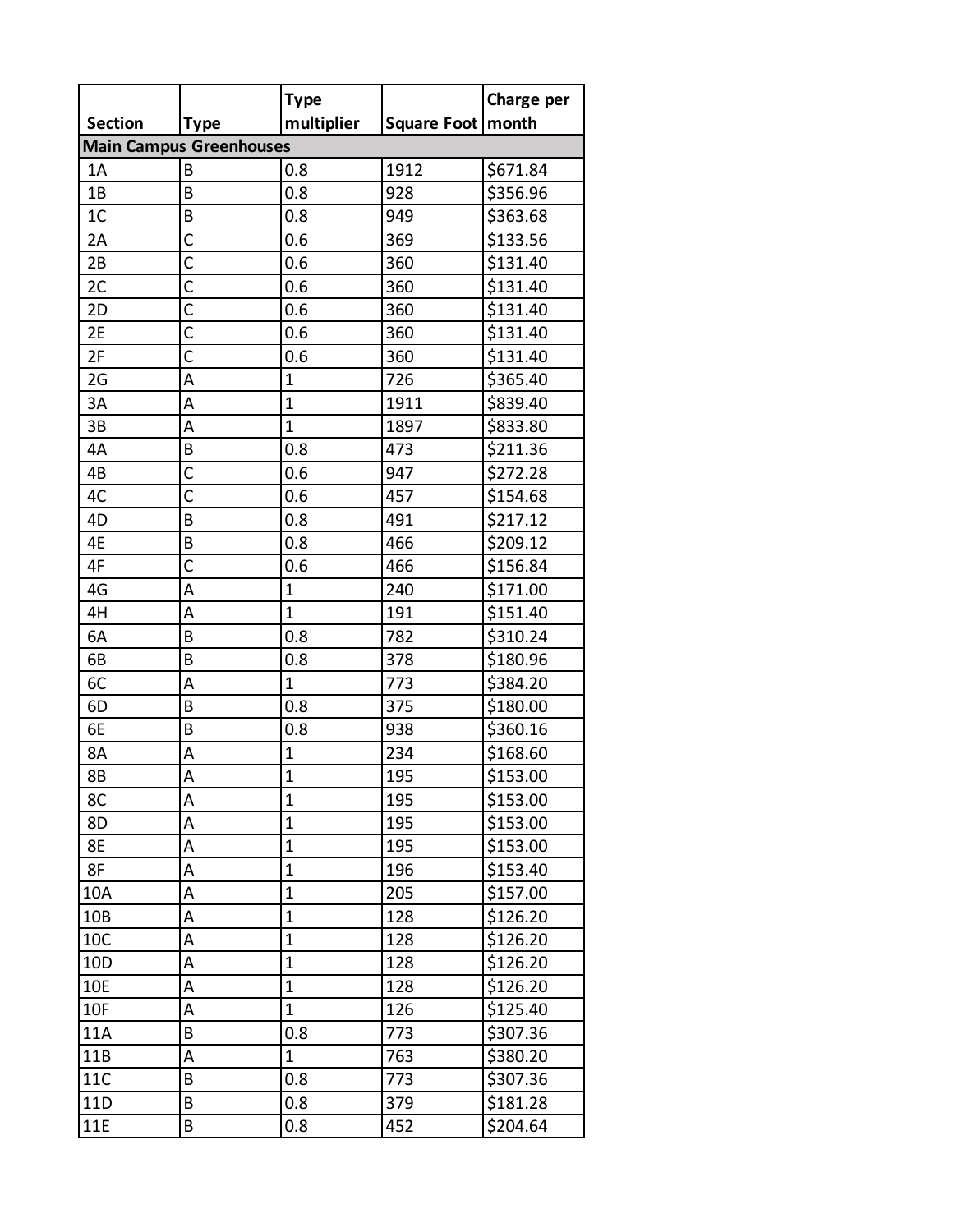| Section | Type | Type multiplier | Square Foot | Charge per month |
|---|---|---|---|---|
| **Main Campus Greenhouses** | | | | |
| 1A | B | 0.8 | 1912 | $671.84 |
| 1B | B | 0.8 | 928 | $356.96 |
| 1C | B | 0.8 | 949 | $363.68 |
| 2A | C | 0.6 | 369 | $133.56 |
| 2B | C | 0.6 | 360 | $131.40 |
| 2C | C | 0.6 | 360 | $131.40 |
| 2D | C | 0.6 | 360 | $131.40 |
| 2E | C | 0.6 | 360 | $131.40 |
| 2F | C | 0.6 | 360 | $131.40 |
| 2G | A | 1 | 726 | $365.40 |
| 3A | A | 1 | 1911 | $839.40 |
| 3B | A | 1 | 1897 | $833.80 |
| 4A | B | 0.8 | 473 | $211.36 |
| 4B | C | 0.6 | 947 | $272.28 |
| 4C | C | 0.6 | 457 | $154.68 |
| 4D | B | 0.8 | 491 | $217.12 |
| 4E | B | 0.8 | 466 | $209.12 |
| 4F | C | 0.6 | 466 | $156.84 |
| 4G | A | 1 | 240 | $171.00 |
| 4H | A | 1 | 191 | $151.40 |
| 6A | B | 0.8 | 782 | $310.24 |
| 6B | B | 0.8 | 378 | $180.96 |
| 6C | A | 1 | 773 | $384.20 |
| 6D | B | 0.8 | 375 | $180.00 |
| 6E | B | 0.8 | 938 | $360.16 |
| 8A | A | 1 | 234 | $168.60 |
| 8B | A | 1 | 195 | $153.00 |
| 8C | A | 1 | 195 | $153.00 |
| 8D | A | 1 | 195 | $153.00 |
| 8E | A | 1 | 195 | $153.00 |
| 8F | A | 1 | 196 | $153.40 |
| 10A | A | 1 | 205 | $157.00 |
| 10B | A | 1 | 128 | $126.20 |
| 10C | A | 1 | 128 | $126.20 |
| 10D | A | 1 | 128 | $126.20 |
| 10E | A | 1 | 128 | $126.20 |
| 10F | A | 1 | 126 | $125.40 |
| 11A | B | 0.8 | 773 | $307.36 |
| 11B | A | 1 | 763 | $380.20 |
| 11C | B | 0.8 | 773 | $307.36 |
| 11D | B | 0.8 | 379 | $181.28 |
| 11E | B | 0.8 | 452 | $204.64 |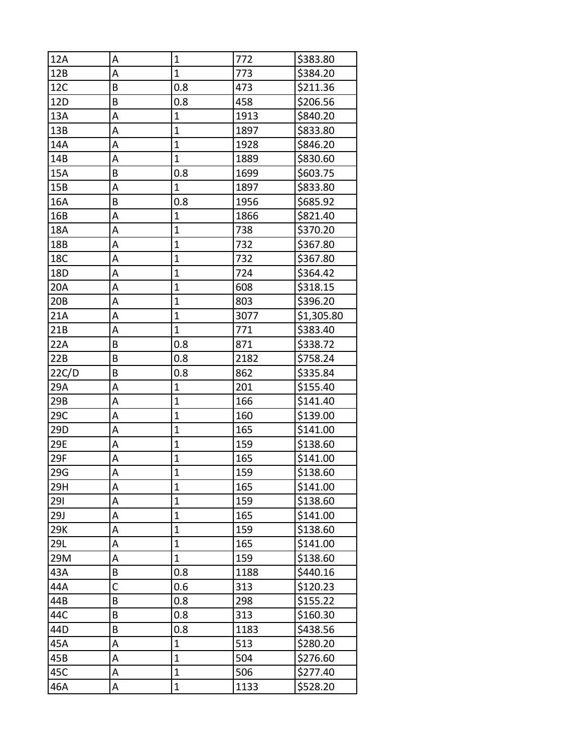| | | | | |
|---|---|---|---|---|
| 12A | A | 1 | 772 | $383.80 |
| 12B | A | 1 | 773 | $384.20 |
| 12C | B | 0.8 | 473 | $211.36 |
| 12D | B | 0.8 | 458 | $206.56 |
| 13A | A | 1 | 1913 | $840.20 |
| 13B | A | 1 | 1897 | $833.80 |
| 14A | A | 1 | 1928 | $846.20 |
| 14B | A | 1 | 1889 | $830.60 |
| 15A | B | 0.8 | 1699 | $603.75 |
| 15B | A | 1 | 1897 | $833.80 |
| 16A | B | 0.8 | 1956 | $685.92 |
| 16B | A | 1 | 1866 | $821.40 |
| 18A | A | 1 | 738 | $370.20 |
| 18B | A | 1 | 732 | $367.80 |
| 18C | A | 1 | 732 | $367.80 |
| 18D | A | 1 | 724 | $364.42 |
| 20A | A | 1 | 608 | $318.15 |
| 20B | A | 1 | 803 | $396.20 |
| 21A | A | 1 | 3077 | $1,305.80 |
| 21B | A | 1 | 771 | $383.40 |
| 22A | B | 0.8 | 871 | $338.72 |
| 22B | B | 0.8 | 2182 | $758.24 |
| 22C/D | B | 0.8 | 862 | $335.84 |
| 29A | A | 1 | 201 | $155.40 |
| 29B | A | 1 | 166 | $141.40 |
| 29C | A | 1 | 160 | $139.00 |
| 29D | A | 1 | 165 | $141.00 |
| 29E | A | 1 | 159 | $138.60 |
| 29F | A | 1 | 165 | $141.00 |
| 29G | A | 1 | 159 | $138.60 |
| 29H | A | 1 | 165 | $141.00 |
| 29I | A | 1 | 159 | $138.60 |
| 29J | A | 1 | 165 | $141.00 |
| 29K | A | 1 | 159 | $138.60 |
| 29L | A | 1 | 165 | $141.00 |
| 29M | A | 1 | 159 | $138.60 |
| 43A | B | 0.8 | 1188 | $440.16 |
| 44A | C | 0.6 | 313 | $120.23 |
| 44B | B | 0.8 | 298 | $155.22 |
| 44C | B | 0.8 | 313 | $160.30 |
| 44D | B | 0.8 | 1183 | $438.56 |
| 45A | A | 1 | 513 | $280.20 |
| 45B | A | 1 | 504 | $276.60 |
| 45C | A | 1 | 506 | $277.40 |
| 46A | A | 1 | 1133 | $528.20 |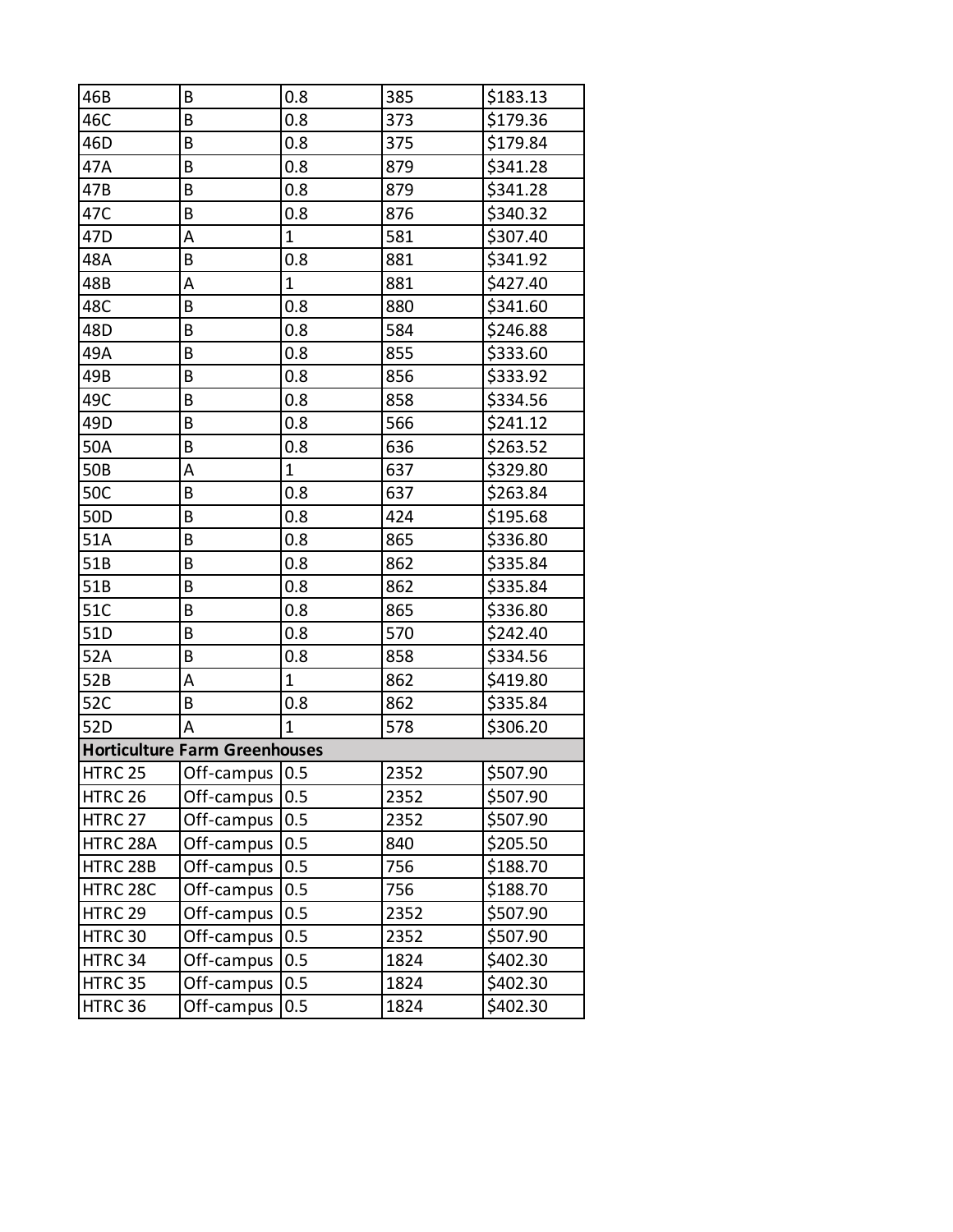| | | | | |
|---|---|---|---|---|
| 46B | B | 0.8 | 385 | $183.13 |
| 46C | B | 0.8 | 373 | $179.36 |
| 46D | B | 0.8 | 375 | $179.84 |
| 47A | B | 0.8 | 879 | $341.28 |
| 47B | B | 0.8 | 879 | $341.28 |
| 47C | B | 0.8 | 876 | $340.32 |
| 47D | A | 1 | 581 | $307.40 |
| 48A | B | 0.8 | 881 | $341.92 |
| 48B | A | 1 | 881 | $427.40 |
| 48C | B | 0.8 | 880 | $341.60 |
| 48D | B | 0.8 | 584 | $246.88 |
| 49A | B | 0.8 | 855 | $333.60 |
| 49B | B | 0.8 | 856 | $333.92 |
| 49C | B | 0.8 | 858 | $334.56 |
| 49D | B | 0.8 | 566 | $241.12 |
| 50A | B | 0.8 | 636 | $263.52 |
| 50B | A | 1 | 637 | $329.80 |
| 50C | B | 0.8 | 637 | $263.84 |
| 50D | B | 0.8 | 424 | $195.68 |
| 51A | B | 0.8 | 865 | $336.80 |
| 51B | B | 0.8 | 862 | $335.84 |
| 51B | B | 0.8 | 862 | $335.84 |
| 51C | B | 0.8 | 865 | $336.80 |
| 51D | B | 0.8 | 570 | $242.40 |
| 52A | B | 0.8 | 858 | $334.56 |
| 52B | A | 1 | 862 | $419.80 |
| 52C | B | 0.8 | 862 | $335.84 |
| 52D | A | 1 | 578 | $306.20 |
| **Horticulture Farm Greenhouses** | | | | |
| HTRC 25 | Off-campus | 0.5 | 2352 | $507.90 |
| HTRC 26 | Off-campus | 0.5 | 2352 | $507.90 |
| HTRC 27 | Off-campus | 0.5 | 2352 | $507.90 |
| HTRC 28A | Off-campus | 0.5 | 840 | $205.50 |
| HTRC 28B | Off-campus | 0.5 | 756 | $188.70 |
| HTRC 28C | Off-campus | 0.5 | 756 | $188.70 |
| HTRC 29 | Off-campus | 0.5 | 2352 | $507.90 |
| HTRC 30 | Off-campus | 0.5 | 2352 | $507.90 |
| HTRC 34 | Off-campus | 0.5 | 1824 | $402.30 |
| HTRC 35 | Off-campus | 0.5 | 1824 | $402.30 |
| HTRC 36 | Off-campus | 0.5 | 1824 | $402.30 |